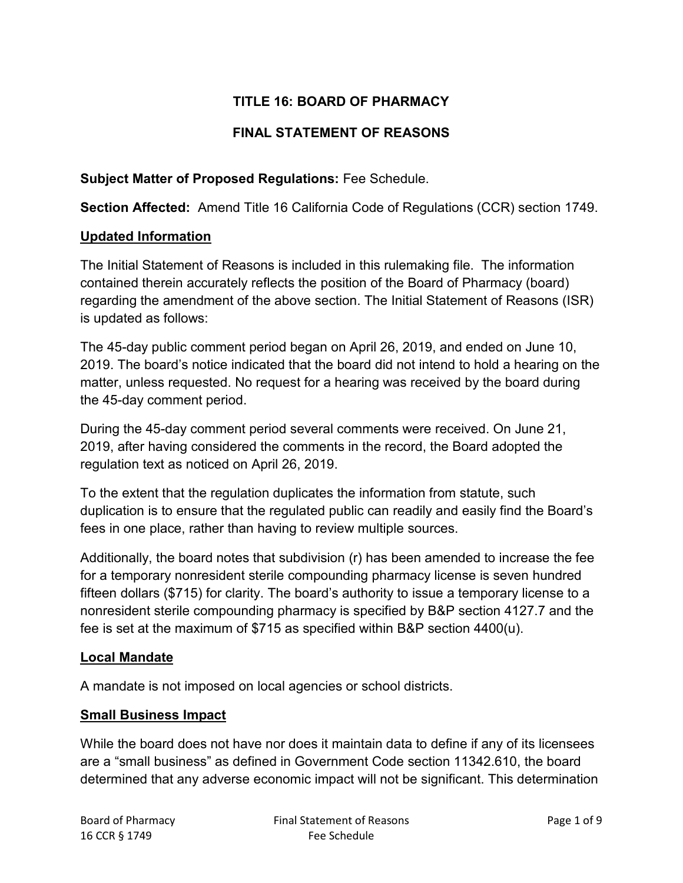# TITLE 16: BOARD OF PHARMACY

# FINAL STATEMENT OF REASONS

**Subject Matter of Proposed Regulations:** Fee Schedule.

**Section Affected:** Amend Title 16 California Code of Regulations (CCR) section 1749.

## Updated Information

The Initial Statement of Reasons is included in this rulemaking file. The information contained therein accurately reflects the position of the Board of Pharmacy (board) regarding the amendment of the above section. The Initial Statement of Reasons (ISR) is updated as follows:

The 45-day public comment period began on April 26, 2019, and ended on June 10, 2019. The board's notice indicated that the board did not intend to hold a hearing on the matter, unless requested. No request for a hearing was received by the board during the 45-day comment period.

During the 45-day comment period several comments were received. On June 21, 2019, after having considered the comments in the record, the Board adopted the regulation text as noticed on April 26, 2019.

To the extent that the regulation duplicates the information from statute, such duplication is to ensure that the regulated public can readily and easily find the Board's fees in one place, rather than having to review multiple sources.

Additionally, the board notes that subdivision (r) has been amended to increase the fee for a temporary nonresident sterile compounding pharmacy license is seven hundred fifteen dollars ($715) for clarity. The board's authority to issue a temporary license to a nonresident sterile compounding pharmacy is specified by B&P section 4127.7 and the fee is set at the maximum of $715 as specified within B&P section 4400(u).

## Local Mandate

A mandate is not imposed on local agencies or school districts.

## Small Business Impact

While the board does not have nor does it maintain data to define if any of its licensees are a "small business" as defined in Government Code section 11342.610, the board determined that any adverse economic impact will not be significant. This determination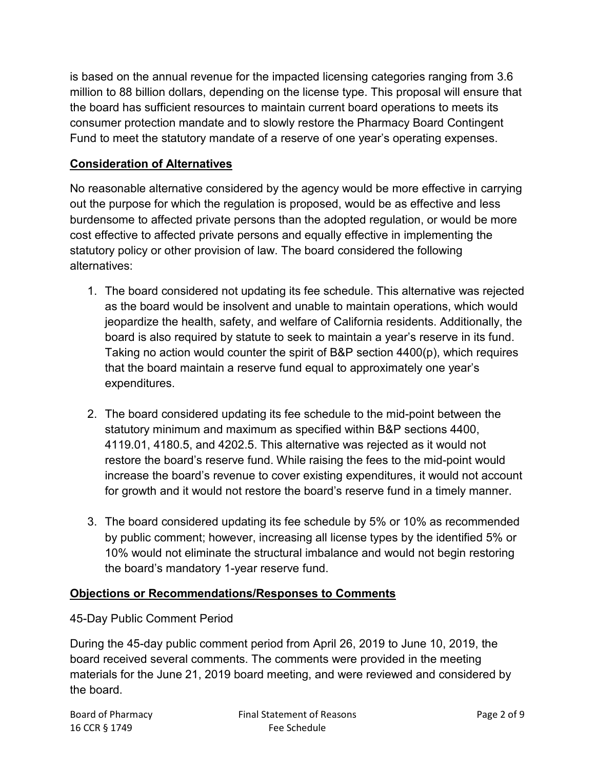is based on the annual revenue for the impacted licensing categories ranging from 3.6 million to 88 billion dollars, depending on the license type. This proposal will ensure that the board has sufficient resources to maintain current board operations to meets its consumer protection mandate and to slowly restore the Pharmacy Board Contingent Fund to meet the statutory mandate of a reserve of one year's operating expenses.

## **Consideration of Alternatives**

No reasonable alternative considered by the agency would be more effective in carrying out the purpose for which the regulation is proposed, would be as effective and less burdensome to affected private persons than the adopted regulation, or would be more cost effective to affected private persons and equally effective in implementing the statutory policy or other provision of law. The board considered the following alternatives:

1. The board considered not updating its fee schedule. This alternative was rejected as the board would be insolvent and unable to maintain operations, which would jeopardize the health, safety, and welfare of California residents. Additionally, the board is also required by statute to seek to maintain a year's reserve in its fund. Taking no action would counter the spirit of B&P section 4400(p), which requires that the board maintain a reserve fund equal to approximately one year's expenditures.

2. The board considered updating its fee schedule to the mid-point between the statutory minimum and maximum as specified within B&P sections 4400, 4119.01, 4180.5, and 4202.5. This alternative was rejected as it would not restore the board's reserve fund. While raising the fees to the mid-point would increase the board's revenue to cover existing expenditures, it would not account for growth and it would not restore the board's reserve fund in a timely manner.

3. The board considered updating its fee schedule by 5% or 10% as recommended by public comment; however, increasing all license types by the identified 5% or 10% would not eliminate the structural imbalance and would not begin restoring the board's mandatory 1-year reserve fund.

## **Objections or Recommendations/Responses to Comments**

45-Day Public Comment Period

During the 45-day public comment period from April 26, 2019 to June 10, 2019, the board received several comments. The comments were provided in the meeting materials for the June 21, 2019 board meeting, and were reviewed and considered by the board.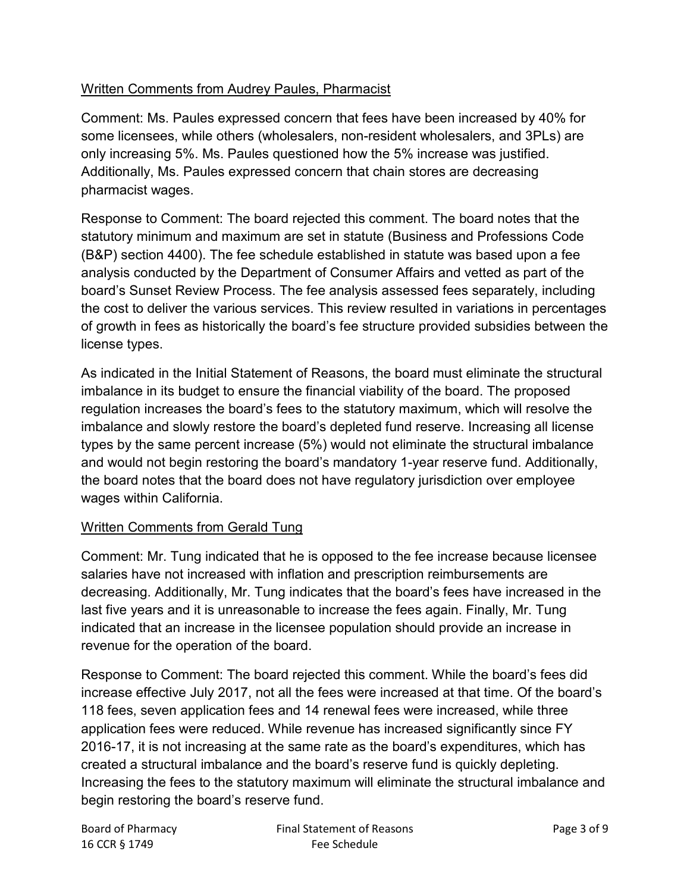Written Comments from Audrey Paules, Pharmacist

Comment: Ms. Paules expressed concern that fees have been increased by 40% for some licensees, while others (wholesalers, non-resident wholesalers, and 3PLs) are only increasing 5%. Ms. Paules questioned how the 5% increase was justified. Additionally, Ms. Paules expressed concern that chain stores are decreasing pharmacist wages.

Response to Comment: The board rejected this comment. The board notes that the statutory minimum and maximum are set in statute (Business and Professions Code (B&P) section 4400). The fee schedule established in statute was based upon a fee analysis conducted by the Department of Consumer Affairs and vetted as part of the board's Sunset Review Process. The fee analysis assessed fees separately, including the cost to deliver the various services. This review resulted in variations in percentages of growth in fees as historically the board's fee structure provided subsidies between the license types.

As indicated in the Initial Statement of Reasons, the board must eliminate the structural imbalance in its budget to ensure the financial viability of the board. The proposed regulation increases the board's fees to the statutory maximum, which will resolve the imbalance and slowly restore the board's depleted fund reserve. Increasing all license types by the same percent increase (5%) would not eliminate the structural imbalance and would not begin restoring the board's mandatory 1-year reserve fund. Additionally, the board notes that the board does not have regulatory jurisdiction over employee wages within California.

Written Comments from Gerald Tung

Comment: Mr. Tung indicated that he is opposed to the fee increase because licensee salaries have not increased with inflation and prescription reimbursements are decreasing. Additionally, Mr. Tung indicates that the board's fees have increased in the last five years and it is unreasonable to increase the fees again. Finally, Mr. Tung indicated that an increase in the licensee population should provide an increase in revenue for the operation of the board.

Response to Comment: The board rejected this comment. While the board's fees did increase effective July 2017, not all the fees were increased at that time. Of the board's 118 fees, seven application fees and 14 renewal fees were increased, while three application fees were reduced. While revenue has increased significantly since FY 2016-17, it is not increasing at the same rate as the board's expenditures, which has created a structural imbalance and the board's reserve fund is quickly depleting. Increasing the fees to the statutory maximum will eliminate the structural imbalance and begin restoring the board's reserve fund.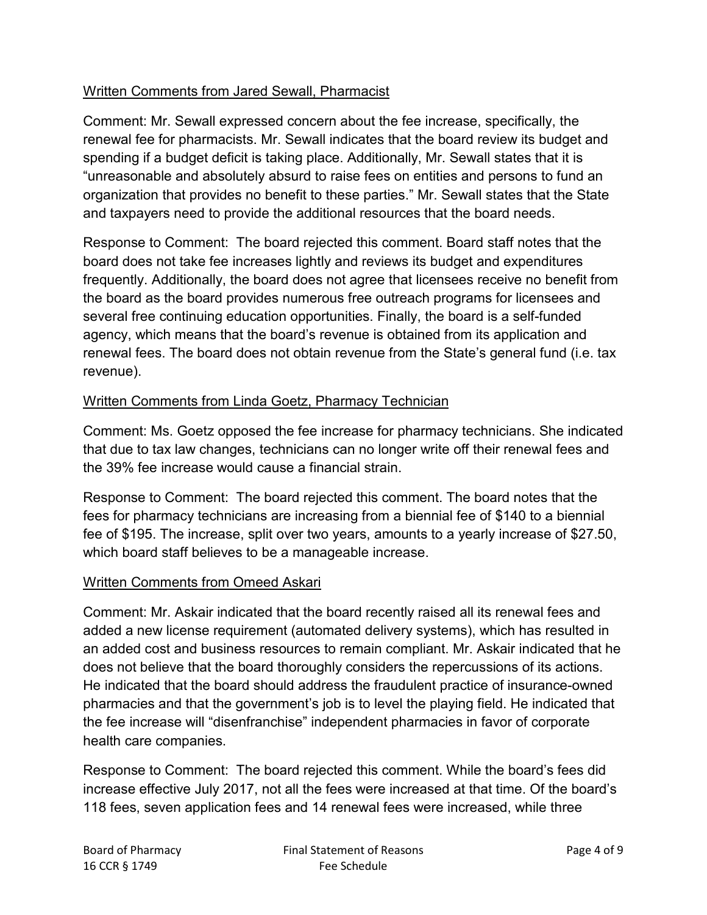Written Comments from Jared Sewall, Pharmacist

Comment: Mr. Sewall expressed concern about the fee increase, specifically, the renewal fee for pharmacists. Mr. Sewall indicates that the board review its budget and spending if a budget deficit is taking place. Additionally, Mr. Sewall states that it is "unreasonable and absolutely absurd to raise fees on entities and persons to fund an organization that provides no benefit to these parties." Mr. Sewall states that the State and taxpayers need to provide the additional resources that the board needs.

Response to Comment: The board rejected this comment. Board staff notes that the board does not take fee increases lightly and reviews its budget and expenditures frequently. Additionally, the board does not agree that licensees receive no benefit from the board as the board provides numerous free outreach programs for licensees and several free continuing education opportunities. Finally, the board is a self-funded agency, which means that the board's revenue is obtained from its application and renewal fees. The board does not obtain revenue from the State's general fund (i.e. tax revenue).

Written Comments from Linda Goetz, Pharmacy Technician

Comment: Ms. Goetz opposed the fee increase for pharmacy technicians. She indicated that due to tax law changes, technicians can no longer write off their renewal fees and the 39% fee increase would cause a financial strain.

Response to Comment: The board rejected this comment. The board notes that the fees for pharmacy technicians are increasing from a biennial fee of $140 to a biennial fee of $195. The increase, split over two years, amounts to a yearly increase of $27.50, which board staff believes to be a manageable increase.

Written Comments from Omeed Askari

Comment: Mr. Askair indicated that the board recently raised all its renewal fees and added a new license requirement (automated delivery systems), which has resulted in an added cost and business resources to remain compliant. Mr. Askair indicated that he does not believe that the board thoroughly considers the repercussions of its actions. He indicated that the board should address the fraudulent practice of insurance-owned pharmacies and that the government's job is to level the playing field. He indicated that the fee increase will "disenfranchise" independent pharmacies in favor of corporate health care companies.

Response to Comment: The board rejected this comment. While the board's fees did increase effective July 2017, not all the fees were increased at that time. Of the board's 118 fees, seven application fees and 14 renewal fees were increased, while three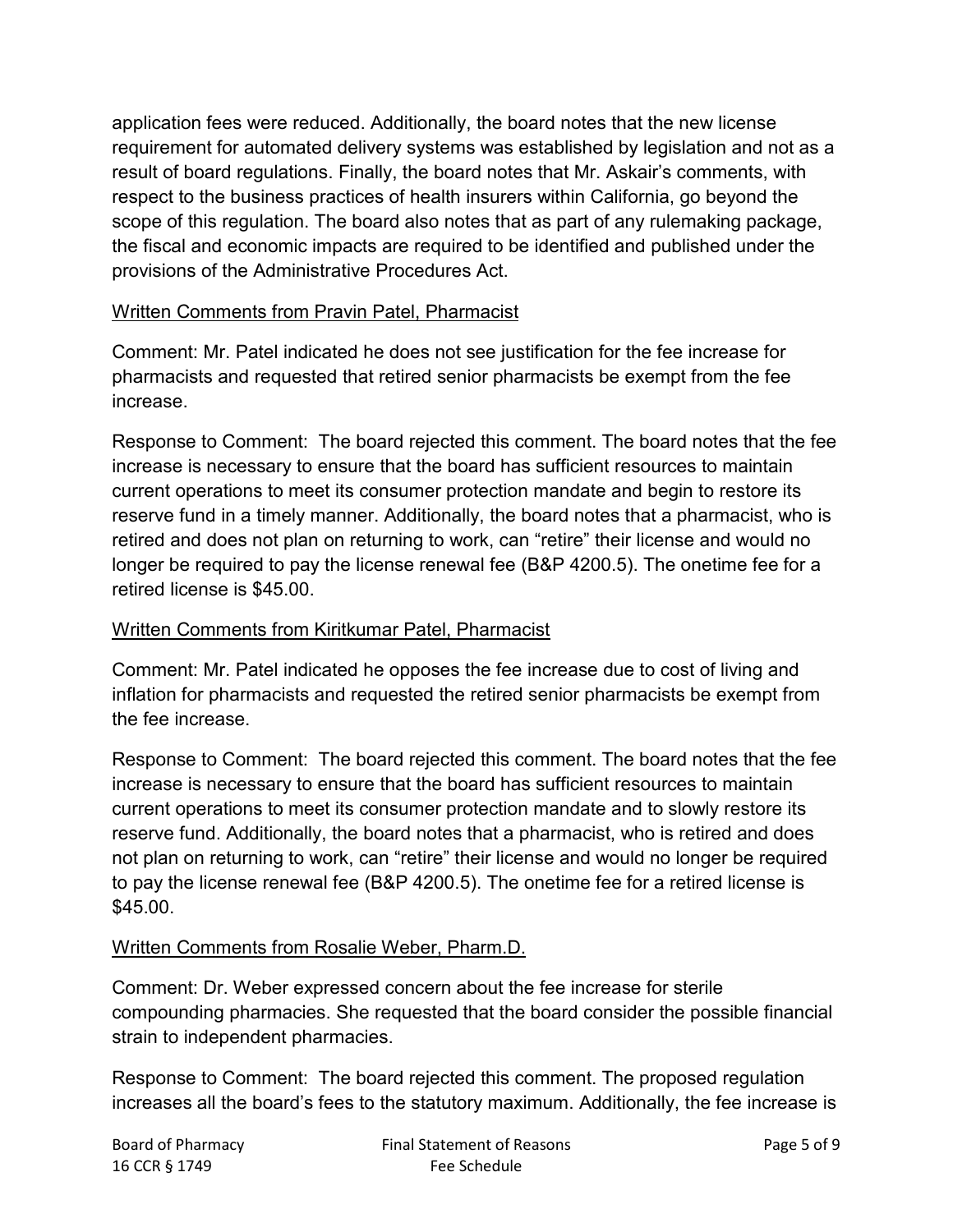application fees were reduced. Additionally, the board notes that the new license requirement for automated delivery systems was established by legislation and not as a result of board regulations. Finally, the board notes that Mr. Askair's comments, with respect to the business practices of health insurers within California, go beyond the scope of this regulation. The board also notes that as part of any rulemaking package, the fiscal and economic impacts are required to be identified and published under the provisions of the Administrative Procedures Act.

Written Comments from Pravin Patel, Pharmacist

Comment: Mr. Patel indicated he does not see justification for the fee increase for pharmacists and requested that retired senior pharmacists be exempt from the fee increase.

Response to Comment: The board rejected this comment. The board notes that the fee increase is necessary to ensure that the board has sufficient resources to maintain current operations to meet its consumer protection mandate and begin to restore its reserve fund in a timely manner. Additionally, the board notes that a pharmacist, who is retired and does not plan on returning to work, can "retire" their license and would no longer be required to pay the license renewal fee (B&P 4200.5). The onetime fee for a retired license is $45.00.

Written Comments from Kiritkumar Patel, Pharmacist

Comment: Mr. Patel indicated he opposes the fee increase due to cost of living and inflation for pharmacists and requested the retired senior pharmacists be exempt from the fee increase.

Response to Comment: The board rejected this comment. The board notes that the fee increase is necessary to ensure that the board has sufficient resources to maintain current operations to meet its consumer protection mandate and to slowly restore its reserve fund. Additionally, the board notes that a pharmacist, who is retired and does not plan on returning to work, can "retire" their license and would no longer be required to pay the license renewal fee (B&P 4200.5). The onetime fee for a retired license is $45.00.

Written Comments from Rosalie Weber, Pharm.D.

Comment: Dr. Weber expressed concern about the fee increase for sterile compounding pharmacies. She requested that the board consider the possible financial strain to independent pharmacies.

Response to Comment: The board rejected this comment. The proposed regulation increases all the board's fees to the statutory maximum. Additionally, the fee increase is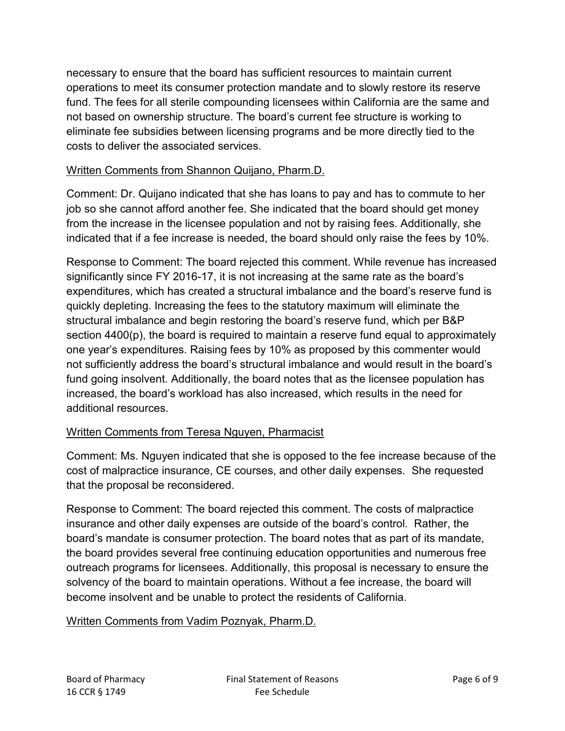necessary to ensure that the board has sufficient resources to maintain current operations to meet its consumer protection mandate and to slowly restore its reserve fund. The fees for all sterile compounding licensees within California are the same and not based on ownership structure. The board's current fee structure is working to eliminate fee subsidies between licensing programs and be more directly tied to the costs to deliver the associated services.

<u>Written Comments from Shannon Quijano, Pharm.D.</u>

Comment: Dr. Quijano indicated that she has loans to pay and has to commute to her job so she cannot afford another fee. She indicated that the board should get money from the increase in the licensee population and not by raising fees. Additionally, she indicated that if a fee increase is needed, the board should only raise the fees by 10%.

Response to Comment: The board rejected this comment. While revenue has increased significantly since FY 2016-17, it is not increasing at the same rate as the board's expenditures, which has created a structural imbalance and the board's reserve fund is quickly depleting. Increasing the fees to the statutory maximum will eliminate the structural imbalance and begin restoring the board's reserve fund, which per B&P section 4400(p), the board is required to maintain a reserve fund equal to approximately one year's expenditures. Raising fees by 10% as proposed by this commenter would not sufficiently address the board's structural imbalance and would result in the board's fund going insolvent. Additionally, the board notes that as the licensee population has increased, the board's workload has also increased, which results in the need for additional resources.

<u>Written Comments from Teresa Nguyen, Pharmacist</u>

Comment: Ms. Nguyen indicated that she is opposed to the fee increase because of the cost of malpractice insurance, CE courses, and other daily expenses. She requested that the proposal be reconsidered.

Response to Comment: The board rejected this comment. The costs of malpractice insurance and other daily expenses are outside of the board's control. Rather, the board's mandate is consumer protection. The board notes that as part of its mandate, the board provides several free continuing education opportunities and numerous free outreach programs for licensees. Additionally, this proposal is necessary to ensure the solvency of the board to maintain operations. Without a fee increase, the board will become insolvent and be unable to protect the residents of California.

<u>Written Comments from Vadim Poznyak, Pharm.D.</u>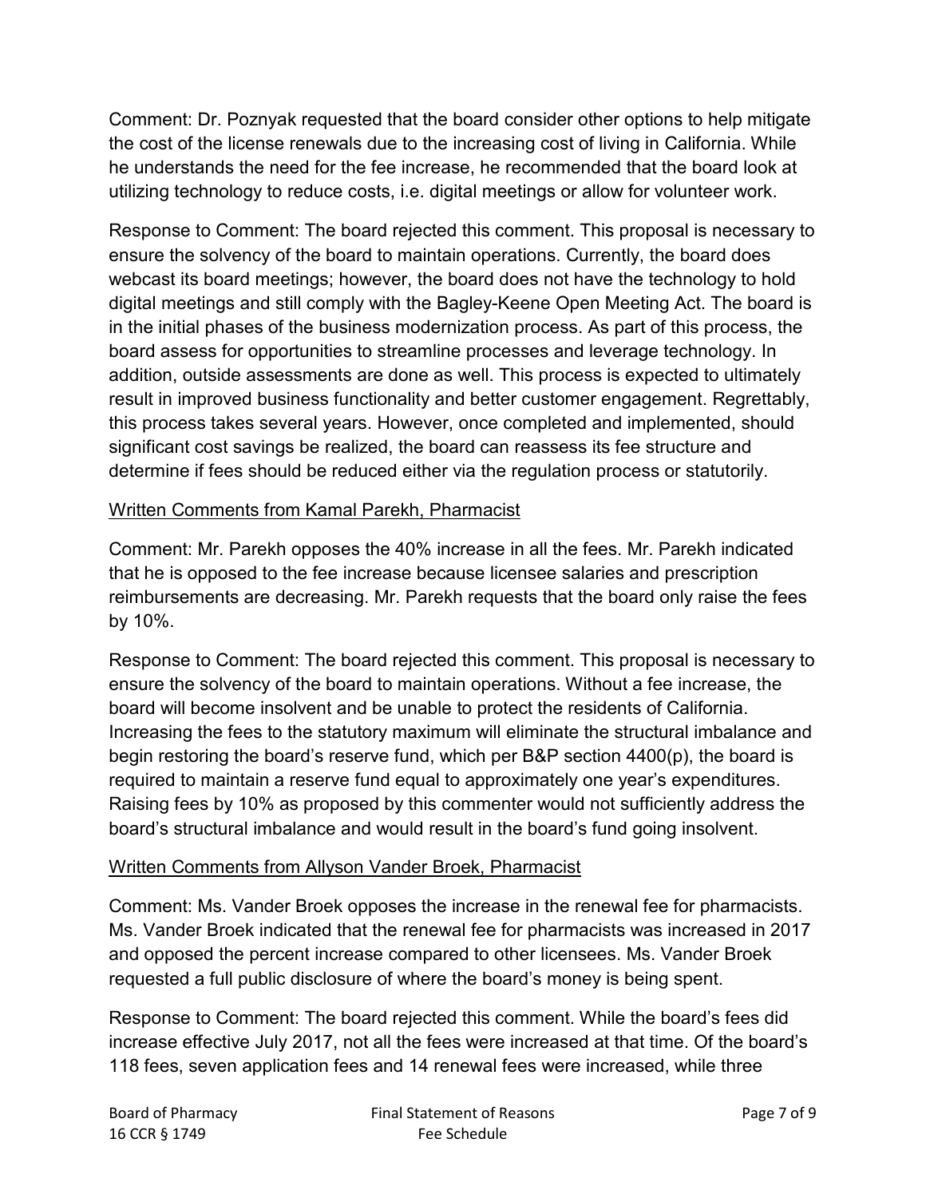Comment: Dr. Poznyak requested that the board consider other options to help mitigate the cost of the license renewals due to the increasing cost of living in California. While he understands the need for the fee increase, he recommended that the board look at utilizing technology to reduce costs, i.e. digital meetings or allow for volunteer work.

Response to Comment: The board rejected this comment. This proposal is necessary to ensure the solvency of the board to maintain operations. Currently, the board does webcast its board meetings; however, the board does not have the technology to hold digital meetings and still comply with the Bagley-Keene Open Meeting Act. The board is in the initial phases of the business modernization process. As part of this process, the board assess for opportunities to streamline processes and leverage technology. In addition, outside assessments are done as well. This process is expected to ultimately result in improved business functionality and better customer engagement. Regrettably, this process takes several years. However, once completed and implemented, should significant cost savings be realized, the board can reassess its fee structure and determine if fees should be reduced either via the regulation process or statutorily.

<u>Written Comments from Kamal Parekh, Pharmacist</u>

Comment: Mr. Parekh opposes the 40% increase in all the fees. Mr. Parekh indicated that he is opposed to the fee increase because licensee salaries and prescription reimbursements are decreasing. Mr. Parekh requests that the board only raise the fees by 10%.

Response to Comment: The board rejected this comment. This proposal is necessary to ensure the solvency of the board to maintain operations. Without a fee increase, the board will become insolvent and be unable to protect the residents of California. Increasing the fees to the statutory maximum will eliminate the structural imbalance and begin restoring the board's reserve fund, which per B&P section 4400(p), the board is required to maintain a reserve fund equal to approximately one year's expenditures. Raising fees by 10% as proposed by this commenter would not sufficiently address the board's structural imbalance and would result in the board's fund going insolvent.

<u>Written Comments from Allyson Vander Broek, Pharmacist</u>

Comment: Ms. Vander Broek opposes the increase in the renewal fee for pharmacists. Ms. Vander Broek indicated that the renewal fee for pharmacists was increased in 2017 and opposed the percent increase compared to other licensees. Ms. Vander Broek requested a full public disclosure of where the board's money is being spent.

Response to Comment: The board rejected this comment. While the board's fees did increase effective July 2017, not all the fees were increased at that time. Of the board's 118 fees, seven application fees and 14 renewal fees were increased, while three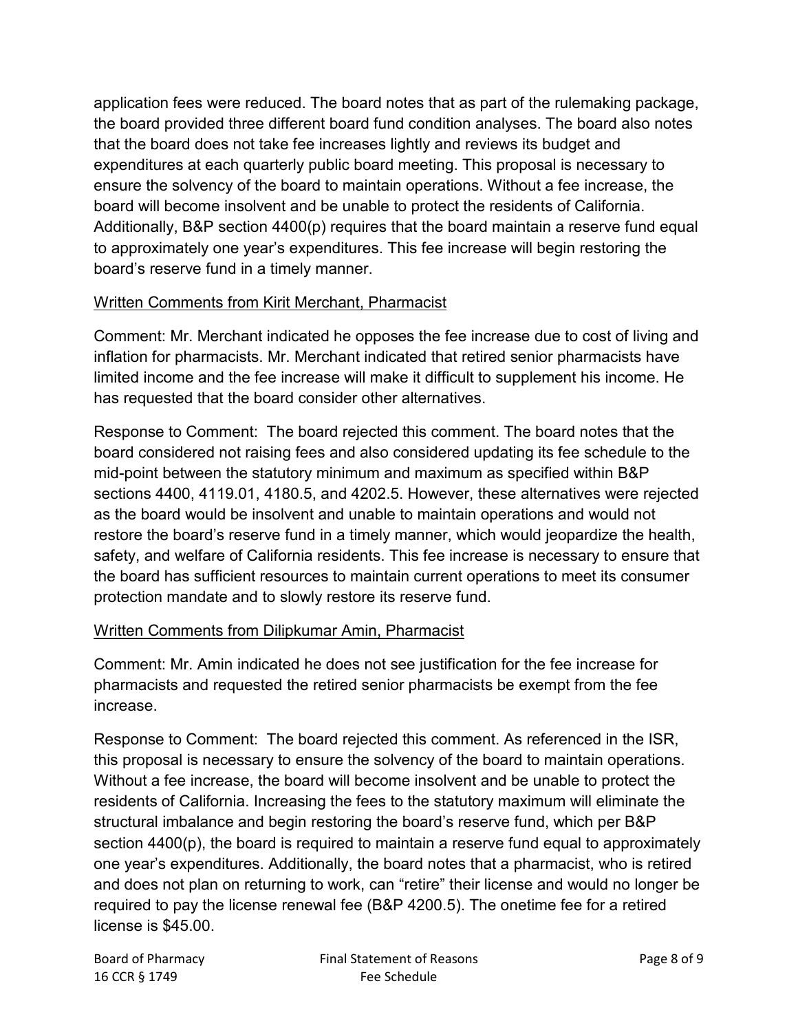application fees were reduced. The board notes that as part of the rulemaking package, the board provided three different board fund condition analyses. The board also notes that the board does not take fee increases lightly and reviews its budget and expenditures at each quarterly public board meeting. This proposal is necessary to ensure the solvency of the board to maintain operations. Without a fee increase, the board will become insolvent and be unable to protect the residents of California. Additionally, B&P section 4400(p) requires that the board maintain a reserve fund equal to approximately one year's expenditures. This fee increase will begin restoring the board's reserve fund in a timely manner.

<u>Written Comments from Kirit Merchant, Pharmacist</u>

Comment: Mr. Merchant indicated he opposes the fee increase due to cost of living and inflation for pharmacists. Mr. Merchant indicated that retired senior pharmacists have limited income and the fee increase will make it difficult to supplement his income. He has requested that the board consider other alternatives.

Response to Comment: The board rejected this comment. The board notes that the board considered not raising fees and also considered updating its fee schedule to the mid-point between the statutory minimum and maximum as specified within B&P sections 4400, 4119.01, 4180.5, and 4202.5. However, these alternatives were rejected as the board would be insolvent and unable to maintain operations and would not restore the board's reserve fund in a timely manner, which would jeopardize the health, safety, and welfare of California residents. This fee increase is necessary to ensure that the board has sufficient resources to maintain current operations to meet its consumer protection mandate and to slowly restore its reserve fund.

<u>Written Comments from Dilipkumar Amin, Pharmacist</u>

Comment: Mr. Amin indicated he does not see justification for the fee increase for pharmacists and requested the retired senior pharmacists be exempt from the fee increase.

Response to Comment: The board rejected this comment. As referenced in the ISR, this proposal is necessary to ensure the solvency of the board to maintain operations. Without a fee increase, the board will become insolvent and be unable to protect the residents of California. Increasing the fees to the statutory maximum will eliminate the structural imbalance and begin restoring the board's reserve fund, which per B&P section 4400(p), the board is required to maintain a reserve fund equal to approximately one year's expenditures. Additionally, the board notes that a pharmacist, who is retired and does not plan on returning to work, can "retire" their license and would no longer be required to pay the license renewal fee (B&P 4200.5). The onetime fee for a retired license is $45.00.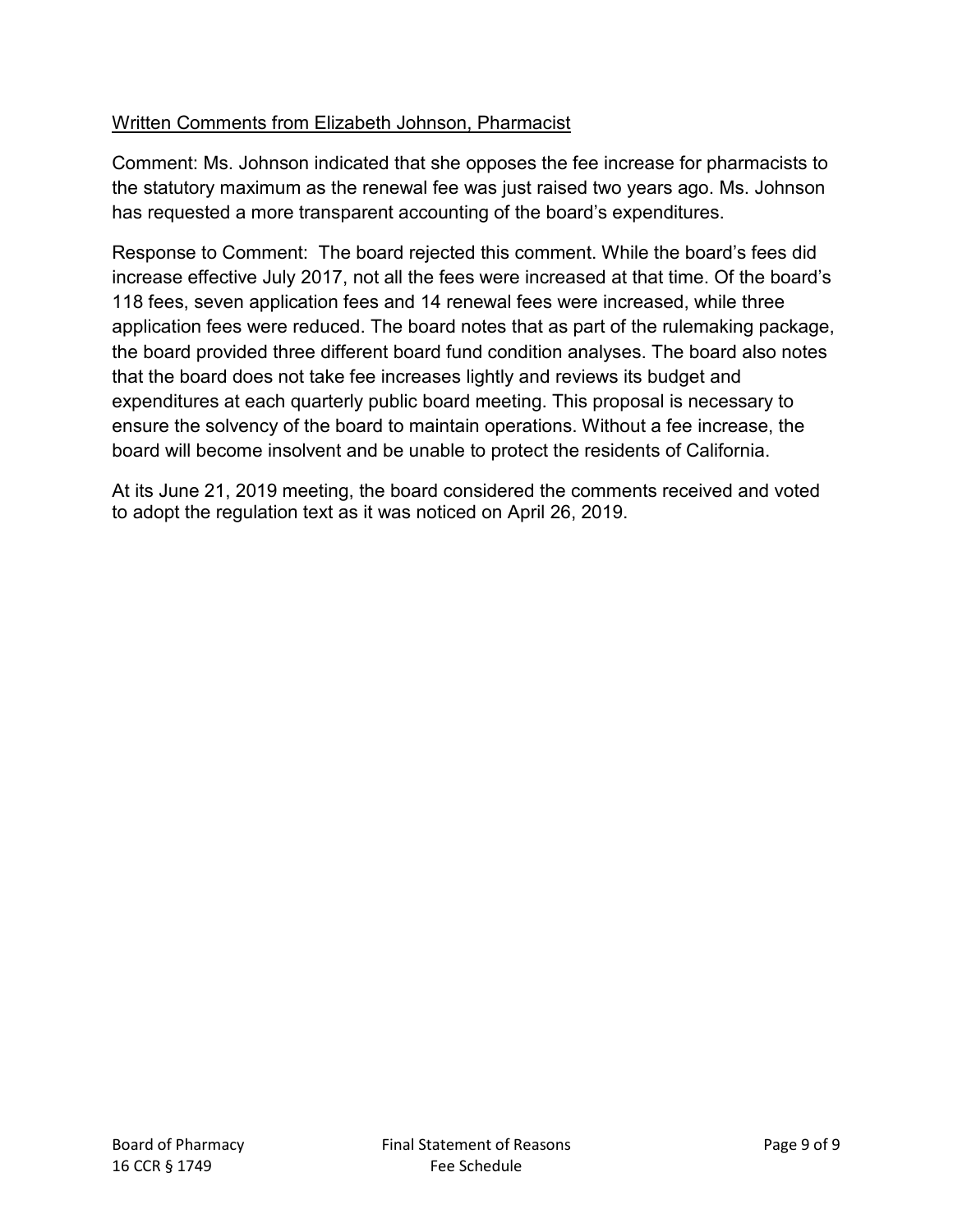Written Comments from Elizabeth Johnson, Pharmacist

Comment: Ms. Johnson indicated that she opposes the fee increase for pharmacists to the statutory maximum as the renewal fee was just raised two years ago. Ms. Johnson has requested a more transparent accounting of the board's expenditures.

Response to Comment: The board rejected this comment. While the board's fees did increase effective July 2017, not all the fees were increased at that time. Of the board's 118 fees, seven application fees and 14 renewal fees were increased, while three application fees were reduced. The board notes that as part of the rulemaking package, the board provided three different board fund condition analyses. The board also notes that the board does not take fee increases lightly and reviews its budget and expenditures at each quarterly public board meeting. This proposal is necessary to ensure the solvency of the board to maintain operations. Without a fee increase, the board will become insolvent and be unable to protect the residents of California.

At its June 21, 2019 meeting, the board considered the comments received and voted to adopt the regulation text as it was noticed on April 26, 2019.